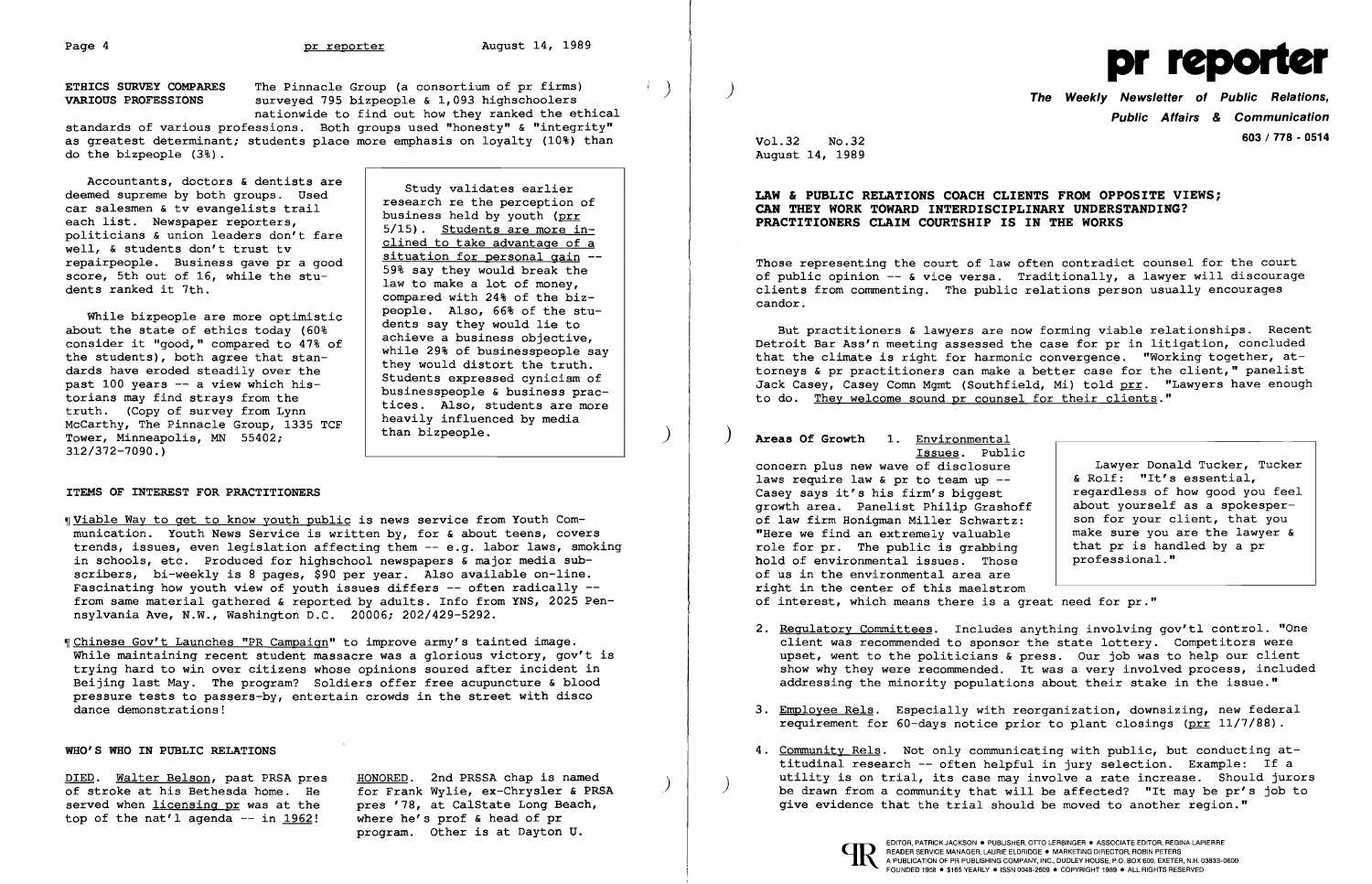**ETHICS SURVEY COMPARES VARIOUS PROFESSIONS**

The Pinnacle Group (a consortium of pr firms) surveyed 795 bizpeople & 1,093 highschoolers nationwide to find out how they ranked the ethical standards of various professions. Both groups used "honesty" & "integrity" as greatest determinant; students place more emphasis on loyalty (10%) than do the bizpeople (3%).

Accountants, doctors & dentists are deemed supreme by both groups. Used car salesmen & tv evangelists trail each list. Newspaper reporters, politicians & union leaders don't fare well, & students don't trust tv repairpeople. Business gave pr a good score, 5th out of 16, while the students ranked it 7th.

While bizpeople are more optimistic about the state of ethics today (60% consider it "good," compared to 47% of the students), both agree that standards have eroded steadily over the past 100 years -- a view which historians may find strays from the truth. (Copy of survey from Lynn McCarthy, The Pinnacle Group, 1335 TCF Tower, Minneapolis, MN 55402; 312/372-7090.)

> Study validates earlier research re the perception of business held by youth (prr 5/15). Students are more inclined to take advantage of a situation for personal gain -- 59% say they would break the law to make a lot of money, compared with 24% of the bizpeople. Also, 66% of the students say they would lie to achieve a business objective, while 29% of businesspeople say they would distort the truth. Students expressed cynicism of businesspeople & business practices. Also, students are more heavily influenced by media than bizpeople.

**ITEMS OF INTEREST FOR PRACTITIONERS**

¶ Viable Way to get to know youth public is news service from Youth Communication. Youth News Service is written by, for & about teens, covers trends, issues, even legislation affecting them -- e.g. labor laws, smoking in schools, etc. Produced for highschool newspapers & major media subscribers, bi-weekly is 8 pages, $90 per year. Also available on-line. Fascinating how youth view of youth issues differs -- often radically -- from same material gathered & reported by adults. Info from YNS, 2025 Pennsylvania Ave, N.W., Washington D.C. 20006; 202/429-5292.

¶ Chinese Gov't Launches "PR Campaign" to improve army's tainted image. While maintaining recent student massacre was a glorious victory, gov't is trying hard to win over citizens whose opinions soured after incident in Beijing last May. The program? Soldiers offer free acupuncture & blood pressure tests to passers-by, entertain crowds in the street with disco dance demonstrations!

**WHO'S WHO IN PUBLIC RELATIONS**

DIED. Walter Belson, past PRSA pres of stroke at his Bethesda home. He served when licensing pr was at the top of the nat'l agenda -- in 1962!

HONORED. 2nd PRSSA chap is named for Frank Wylie, ex-Chrysler & PRSA pres '78, at CalState Long Beach, where he's prof & head of pr program. Other is at Dayton U.

# pr reporter

**The Weekly Newsletter of Public Relations, Public Affairs & Communication**

603 / 778 - 0514

Vol.32 No.32
August 14, 1989

## LAW & PUBLIC RELATIONS COACH CLIENTS FROM OPPOSITE VIEWS; CAN THEY WORK TOWARD INTERDISCIPLINARY UNDERSTANDING? PRACTITIONERS CLAIM COURTSHIP IS IN THE WORKS

Those representing the court of law often contradict counsel for the court of public opinion -- & vice versa. Traditionally, a lawyer will discourage clients from commenting. The public relations person usually encourages candor.

But practitioners & lawyers are now forming viable relationships. Recent Detroit Bar Ass'n meeting assessed the case for pr in litigation, concluded that the climate is right for harmonic convergence. "Working together, attorneys & pr practitioners can make a better case for the client," panelist Jack Casey, Casey Comn Mgmt (Southfield, Mi) told prr. "Lawyers have enough to do. They welcome sound pr counsel for their clients."

**Areas Of Growth** 1. Environmental Issues. Public concern plus new wave of disclosure laws require law & pr to team up -- Casey says it's his firm's biggest growth area. Panelist Philip Grashoff of law firm Honigman Miller Schwartz: "Here we find an extremely valuable role for pr. The public is grabbing hold of environmental issues. Those of us in the environmental area are right in the center of this maelstrom of interest, which means there is a great need for pr."

> Lawyer Donald Tucker, Tucker & Rolf: "It's essential, regardless of how good you feel about yourself as a spokesperson for your client, that you make sure you are the lawyer & that pr is handled by a pr professional."

2. Regulatory Committees. Includes anything involving gov'tl control. "One client was recommended to sponsor the state lottery. Competitors were upset, went to the politicians & press. Our job was to help our client show why they were recommended. It was a very involved process, included addressing the minority populations about their stake in the issue."

3. Employee Rels. Especially with reorganization, downsizing, new federal requirement for 60-days notice prior to plant closings (prr 11/7/88).

4. Community Rels. Not only communicating with public, but conducting attitudinal research -- often helpful in jury selection. Example: If a utility is on trial, its case may involve a rate increase. Should jurors be drawn from a community that will be affected? "It may be pr's job to give evidence that the trial should be moved to another region."

EDITOR, PATRICK JACKSON • PUBLISHER, OTTO LERBINGER • ASSOCIATE EDITOR, REGINA LAPIERRE
READER SERVICE MANAGER, LAURIE ELDRIDGE • MARKETING DIRECTOR, ROBIN PETERS
A PUBLICATION OF PR PUBLISHING COMPANY, INC., DUDLEY HOUSE, P.O. BOX 600, EXETER, N.H. 03833-0600
FOUNDED 1958 • $165 YEARLY • ISSN 0048-2609 • COPYRIGHT 1989 • ALL RIGHTS RESERVED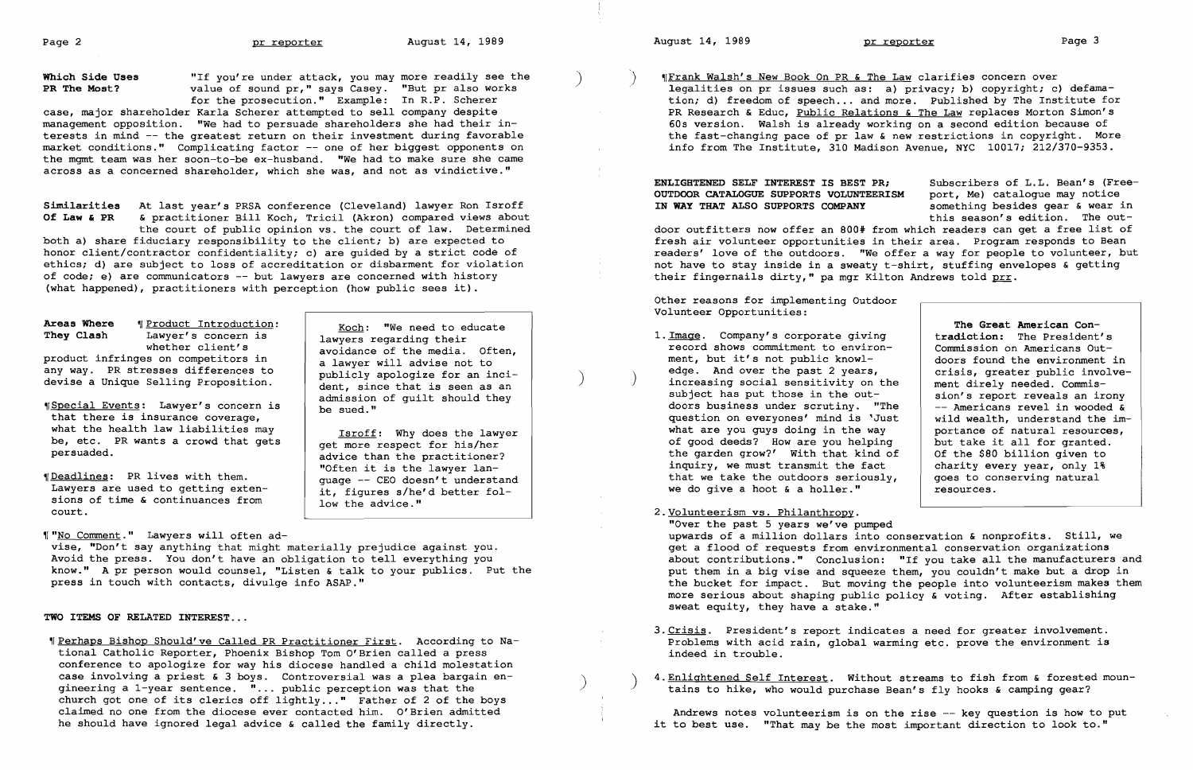**Which Side Uses PR The Most?** "If you're under attack, you may more readily see the value of sound pr," says Casey. "But pr also works for the prosecution." Example: In R.P. Scherer case, major shareholder Karla Scherer attempted to sell company despite management opposition. "We had to persuade shareholders she had their interests in mind -- the greatest return on their investment during favorable market conditions." Complicating factor -- one of her biggest opponents on the mgmt team was her soon-to-be ex-husband. "We had to make sure she came across as a concerned shareholder, which she was, and not as vindictive."

**Similarities Of Law & PR** At last year's PRSA conference (Cleveland) lawyer Ron Isroff & practitioner Bill Koch, Tricil (Akron) compared views about the court of public opinion vs. the court of law. Determined both a) share fiduciary responsibility to the client; b) are expected to honor client/contractor confidentiality; c) are guided by a strict code of ethics; d) are subject to loss of accreditation or disbarment for violation of code; e) are communicators -- but lawyers are concerned with history (what happened), practitioners with perception (how public sees it).

**Areas Where They Clash**

¶ Product Introduction: Lawyer's concern is whether client's product infringes on competitors in any way. PR stresses differences to devise a Unique Selling Proposition.

¶ Special Events: Lawyer's concern is that there is insurance coverage, what the health law liabilities may be, etc. PR wants a crowd that gets persuaded.

¶ Deadlines: PR lives with them. Lawyers are used to getting extensions of time & continuances from court.

> Koch: "We need to educate lawyers regarding their avoidance of the media. Often, a lawyer will advise not to publicly apologize for an incident, since that is seen as an admission of guilt should they be sued."
>
> Isroff: Why does the lawyer get more respect for his/her advice than the practitioner? "Often it is the lawyer language -- CEO doesn't understand it, figures s/he'd better follow the advice."

¶ "No Comment." Lawyers will often advise, "Don't say anything that might materially prejudice against you. Avoid the press. You don't have an obligation to tell everything you know." A pr person would counsel, "Listen & talk to your publics. Put the press in touch with contacts, divulge info ASAP."

**TWO ITEMS OF RELATED INTEREST...**

¶ Perhaps Bishop Should've Called PR Practitioner First. According to National Catholic Reporter, Phoenix Bishop Tom O'Brien called a press conference to apologize for way his diocese handled a child molestation case involving a priest & 3 boys. Controversial was a plea bargain engineering a 1-year sentence. "... public perception was that the church got one of its clerics off lightly..." Father of 2 of the boys claimed no one from the diocese ever contacted him. O'Brien admitted he should have ignored legal advice & called the family directly.

¶ Frank Walsh's New Book On PR & The Law clarifies concern over legalities on pr issues such as: a) privacy; b) copyright; c) defamation; d) freedom of speech... and more. Published by The Institute for PR Research & Educ, Public Relations & The Law replaces Morton Simon's 60s version. Walsh is already working on a second edition because of the fast-changing pace of pr law & new restrictions in copyright. More info from The Institute, 310 Madison Avenue, NYC 10017; 212/370-9353.

**ENLIGHTENED SELF INTEREST IS BEST PR; OUTDOOR CATALOGUE SUPPORTS VOLUNTEERISM IN WAY THAT ALSO SUPPORTS COMPANY**

Subscribers of L.L. Bean's (Freeport, Me) catalogue may notice something besides gear & wear in this season's edition. The outdoor outfitters now offer an 800# from which readers can get a free list of fresh air volunteer opportunities in their area. Program responds to Bean readers' love of the outdoors. "We offer a way for people to volunteer, but not have to stay inside in a sweaty t-shirt, stuffing envelopes & getting their fingernails dirty," pa mgr Kilton Andrews told prr.

Other reasons for implementing Outdoor Volunteer Opportunities:

1. Image. Company's corporate giving record shows commitment to environment, but it's not public knowledge. And over the past 2 years, increasing social sensitivity on the subject has put those in the outdoors business under scrutiny. "The question on everyones' mind is 'Just what are you guys doing in the way of good deeds? How are you helping the garden grow?' With that kind of inquiry, we must transmit the fact that we take the outdoors seriously, we do give a hoot & a holler."

> **The Great American Contradiction:** The President's Commission on Americans Outdoors found the environment in crisis, greater public involvement direly needed. Commission's report reveals an irony -- Americans revel in wooded & wild wealth, understand the importance of natural resources, but take it all for granted. Of the $80 billion given to charity every year, only 1% goes to conserving natural resources.

2. Volunteerism vs. Philanthropy. "Over the past 5 years we've pumped upwards of a million dollars into conservation & nonprofits. Still, we get a flood of requests from environmental conservation organizations about contributions." Conclusion: "If you take all the manufacturers and put them in a big vise and squeeze them, you couldn't make but a drop in the bucket for impact. But moving the people into volunteerism makes them more serious about shaping public policy & voting. After establishing sweat equity, they have a stake."

3. Crisis. President's report indicates a need for greater involvement. Problems with acid rain, global warming etc. prove the environment is indeed in trouble.

4. Enlightened Self Interest. Without streams to fish from & forested mountains to hike, who would purchase Bean's fly hooks & camping gear?

Andrews notes volunteerism is on the rise -- key question is how to put it to best use. "That may be the most important direction to look to."